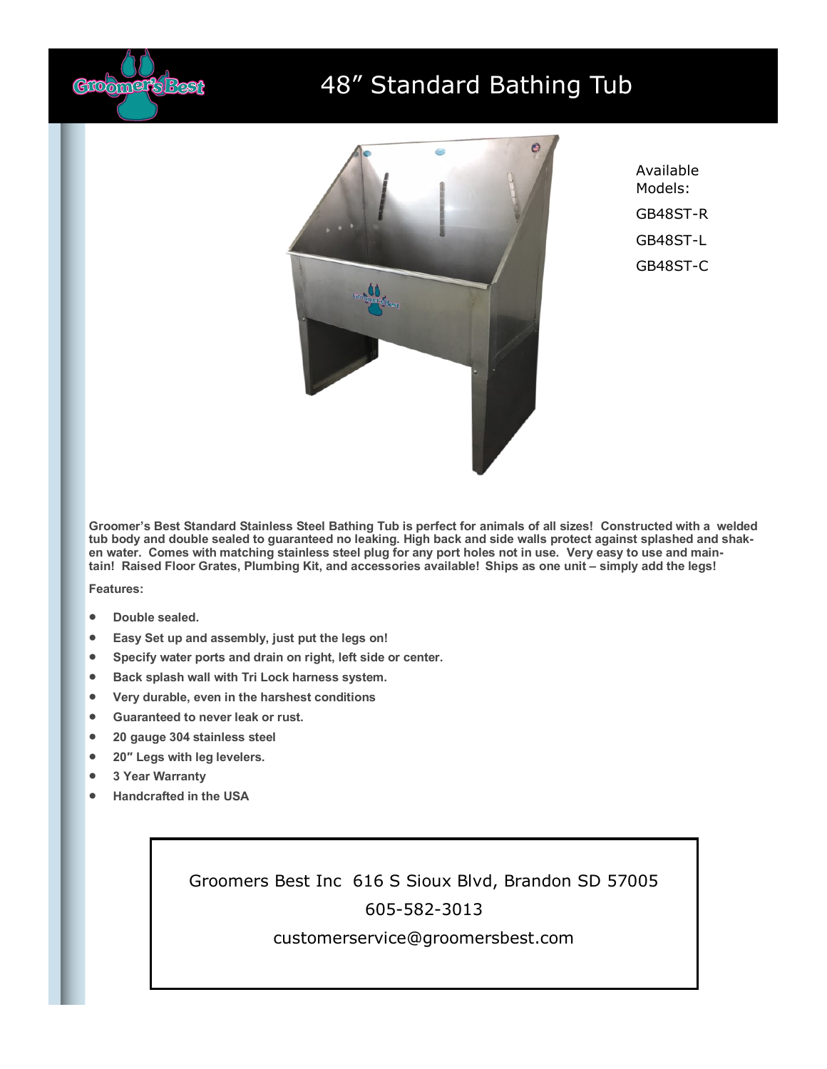# 48" Standard Bathing Tub

Available Models:

GB48ST-R

GB48ST-L

GB48ST-C

**Groomer's Best Standard Stainless Steel Bathing Tub is perfect for animals of all sizes! Constructed with a welded tub body and double sealed to guaranteed no leaking. High back and side walls protect against splashed and shaken water. Comes with matching stainless steel plug for any port holes not in use. Very easy to use and maintain! Raised Floor Grates, Plumbing Kit, and accessories available! Ships as one unit – simply add the legs!**

**Features:**

- **Double sealed.**
- **Easy Set up and assembly, just put the legs on!**
- **Specify water ports and drain on right, left side or center.**
- **Back splash wall with Tri Lock harness system.**
- **Very durable, even in the harshest conditions**
- **Guaranteed to never leak or rust.**
- **20 gauge 304 stainless steel**
- **20" Legs with leg levelers.**
- **3 Year Warranty**
- **Handcrafted in the USA**

Groomers Best Inc 616 S Sioux Blvd, Brandon SD 57005

605-582-3013

customerservice@groomersbest.com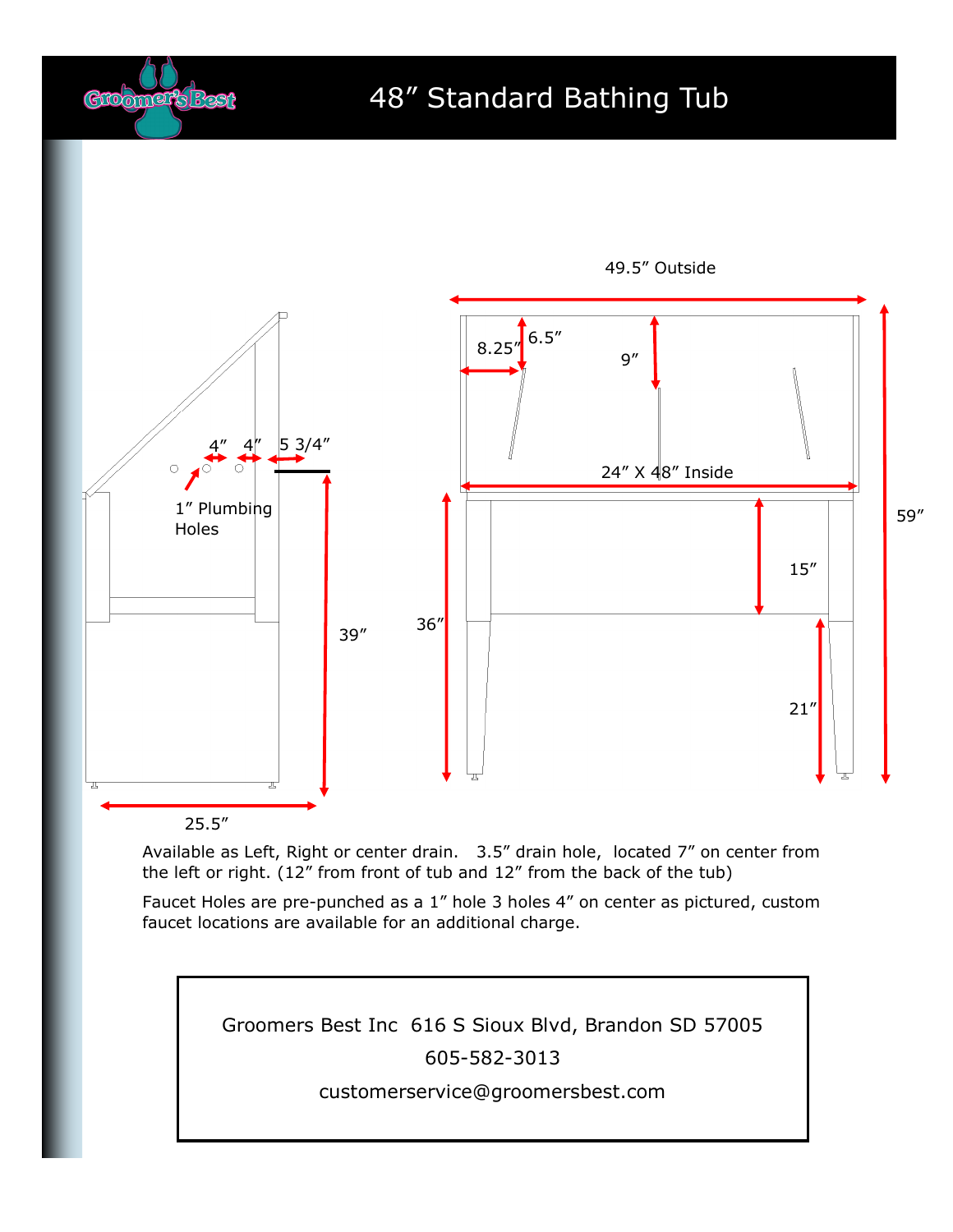# 48″ Standard Bathing Tub

4″ 4″ 5 3/4″

1″ Plumbing Holes

39″

25.5″

49.5″ Outside

8.25″ 6.5″

9″

24″ X 48″ Inside

36″

15″

21″

59″

Available as Left, Right or center drain. 3.5″ drain hole, located 7″ on center from the left or right. (12″ from front of tub and 12″ from the back of the tub)

Faucet Holes are pre-punched as a 1″ hole 3 holes 4″ on center as pictured, custom faucet locations are available for an additional charge.

Groomers Best Inc 616 S Sioux Blvd, Brandon SD 57005

605-582-3013

customerservice@groomersbest.com